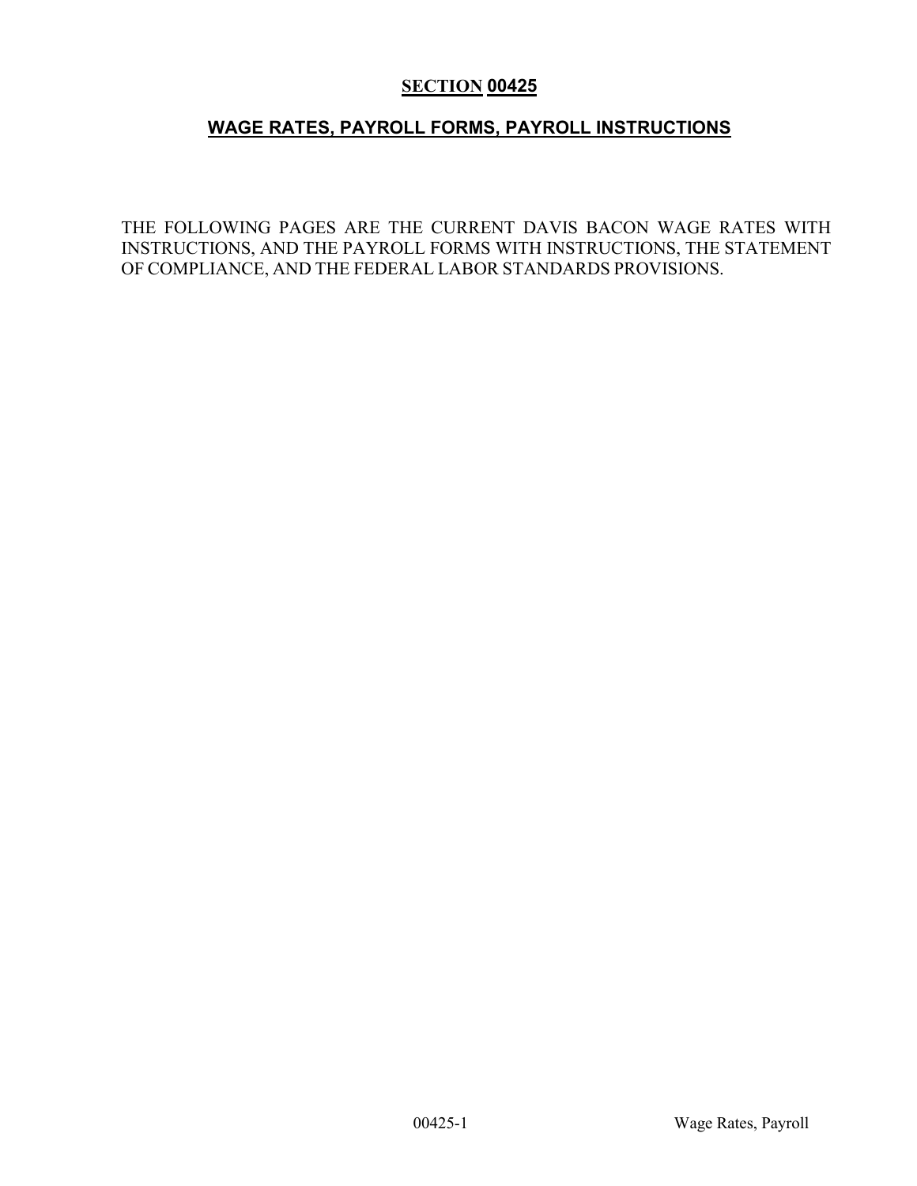# SECTION 00425

## WAGE RATES, PAYROLL FORMS, PAYROLL INSTRUCTIONS

THE FOLLOWING PAGES ARE THE CURRENT DAVIS BACON WAGE RATES WITH INSTRUCTIONS, AND THE PAYROLL FORMS WITH INSTRUCTIONS, THE STATEMENT OF COMPLIANCE, AND THE FEDERAL LABOR STANDARDS PROVISIONS.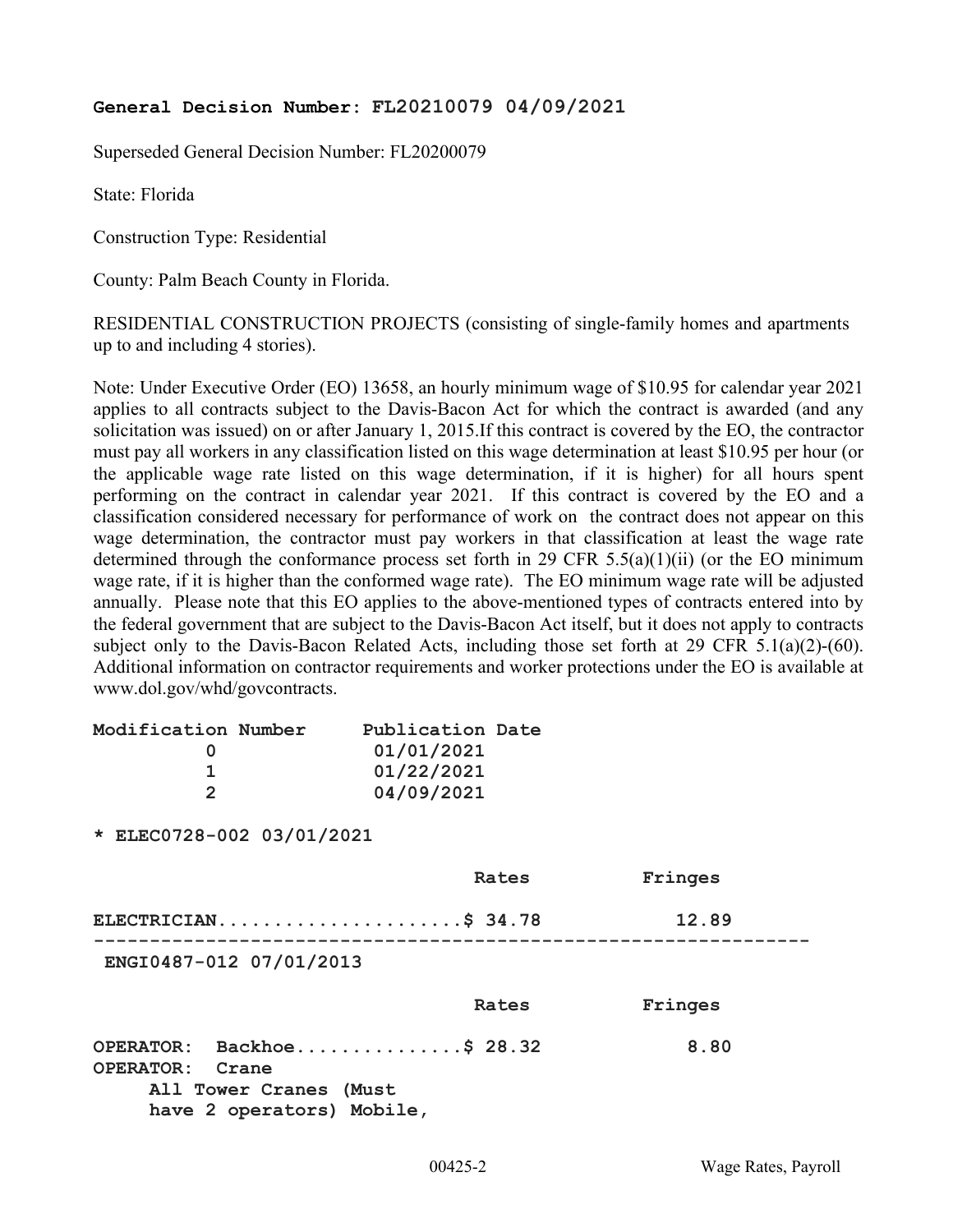**General Decision Number: FL20210079 04/09/2021**

Superseded General Decision Number: FL20200079

State: Florida

Construction Type: Residential

County: Palm Beach County in Florida.

RESIDENTIAL CONSTRUCTION PROJECTS (consisting of single-family homes and apartments up to and including 4 stories).

Note: Under Executive Order (EO) 13658, an hourly minimum wage of $10.95 for calendar year 2021 applies to all contracts subject to the Davis-Bacon Act for which the contract is awarded (and any solicitation was issued) on or after January 1, 2015.If this contract is covered by the EO, the contractor must pay all workers in any classification listed on this wage determination at least $10.95 per hour (or the applicable wage rate listed on this wage determination, if it is higher) for all hours spent performing on the contract in calendar year 2021. If this contract is covered by the EO and a classification considered necessary for performance of work on the contract does not appear on this wage determination, the contractor must pay workers in that classification at least the wage rate determined through the conformance process set forth in 29 CFR 5.5(a)(1)(ii) (or the EO minimum wage rate, if it is higher than the conformed wage rate). The EO minimum wage rate will be adjusted annually. Please note that this EO applies to the above-mentioned types of contracts entered into by the federal government that are subject to the Davis-Bacon Act itself, but it does not apply to contracts subject only to the Davis-Bacon Related Acts, including those set forth at 29 CFR 5.1(a)(2)-(60). Additional information on contractor requirements and worker protections under the EO is available at www.dol.gov/whd/govcontracts.

| Modification Number | Publication Date |
|---|---|
| 0 | 01/01/2021 |
| 1 | 01/22/2021 |
| 2 | 04/09/2021 |

**\* ELEC0728-002 03/01/2021**

| | Rates | Fringes |
|---|---|---|
| ELECTRICIAN | $ 34.78 | 12.89 |

---

**ENGI0487-012 07/01/2013**

| | Rates | Fringes |
|---|---|---|
| OPERATOR: Backhoe | $ 28.32 | 8.80 |
| OPERATOR: Crane | | |
| All Tower Cranes (Must have 2 operators) Mobile, | | |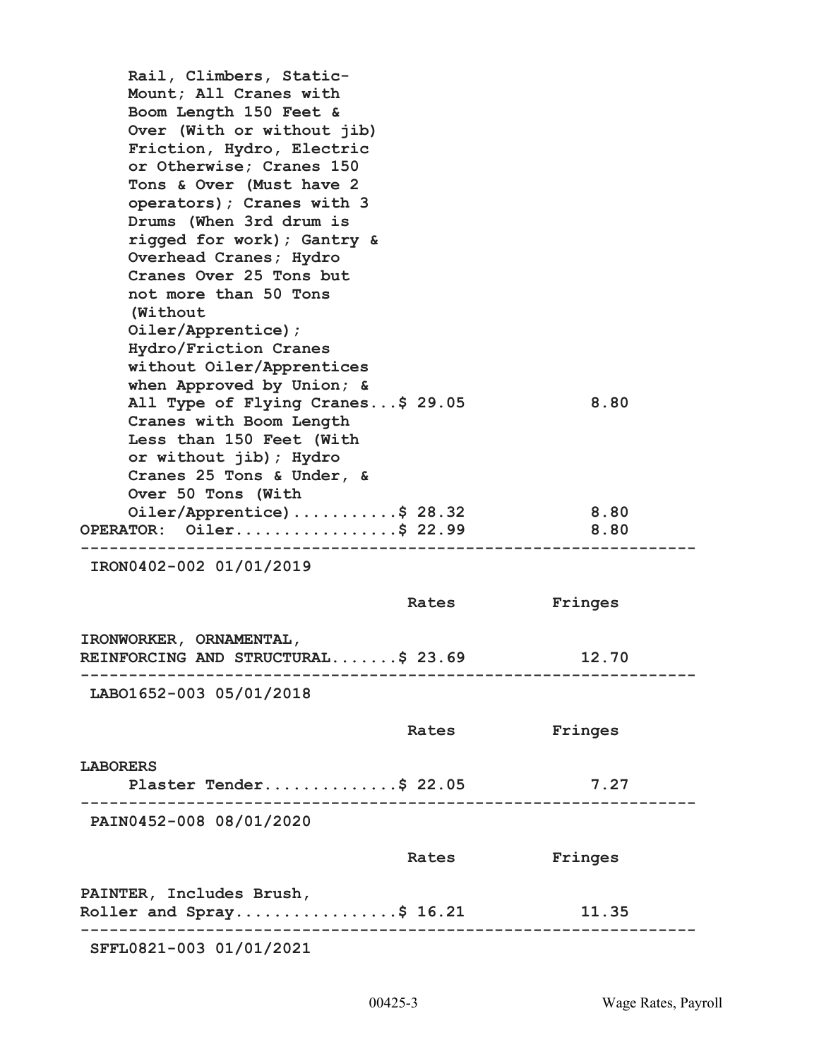| | Rates | Fringes |
|---|---|---|
| Rail, Climbers, Static-Mount; All Cranes with Boom Length 150 Feet & Over (With or without jib) Friction, Hydro, Electric or Otherwise; Cranes 150 Tons & Over (Must have 2 operators); Cranes with 3 Drums (When 3rd drum is rigged for work); Gantry & Overhead Cranes; Hydro Cranes Over 25 Tons but not more than 50 Tons (Without Oiler/Apprentice); Hydro/Friction Cranes without Oiler/Apprentices when Approved by Union; & All Type of Flying Cranes | $ 29.05 | 8.80 |
| Cranes with Boom Length Less than 150 Feet (With or without jib); Hydro Cranes 25 Tons & Under, & Over 50 Tons (With Oiler/Apprentice) | $ 28.32 | 8.80 |
| OPERATOR: Oiler | $ 22.99 | 8.80 |

---

IRON0402-002 01/01/2019

| | Rates | Fringes |
|---|---|---|
| IRONWORKER, ORNAMENTAL, REINFORCING AND STRUCTURAL | $ 23.69 | 12.70 |

---

LABO1652-003 05/01/2018

| | Rates | Fringes |
|---|---|---|
| **LABORERS** | | |
| Plaster Tender | $ 22.05 | 7.27 |

---

PAIN0452-008 08/01/2020

| | Rates | Fringes |
|---|---|---|
| PAINTER, Includes Brush, Roller and Spray | $ 16.21 | 11.35 |

---

SFFL0821-003 01/01/2021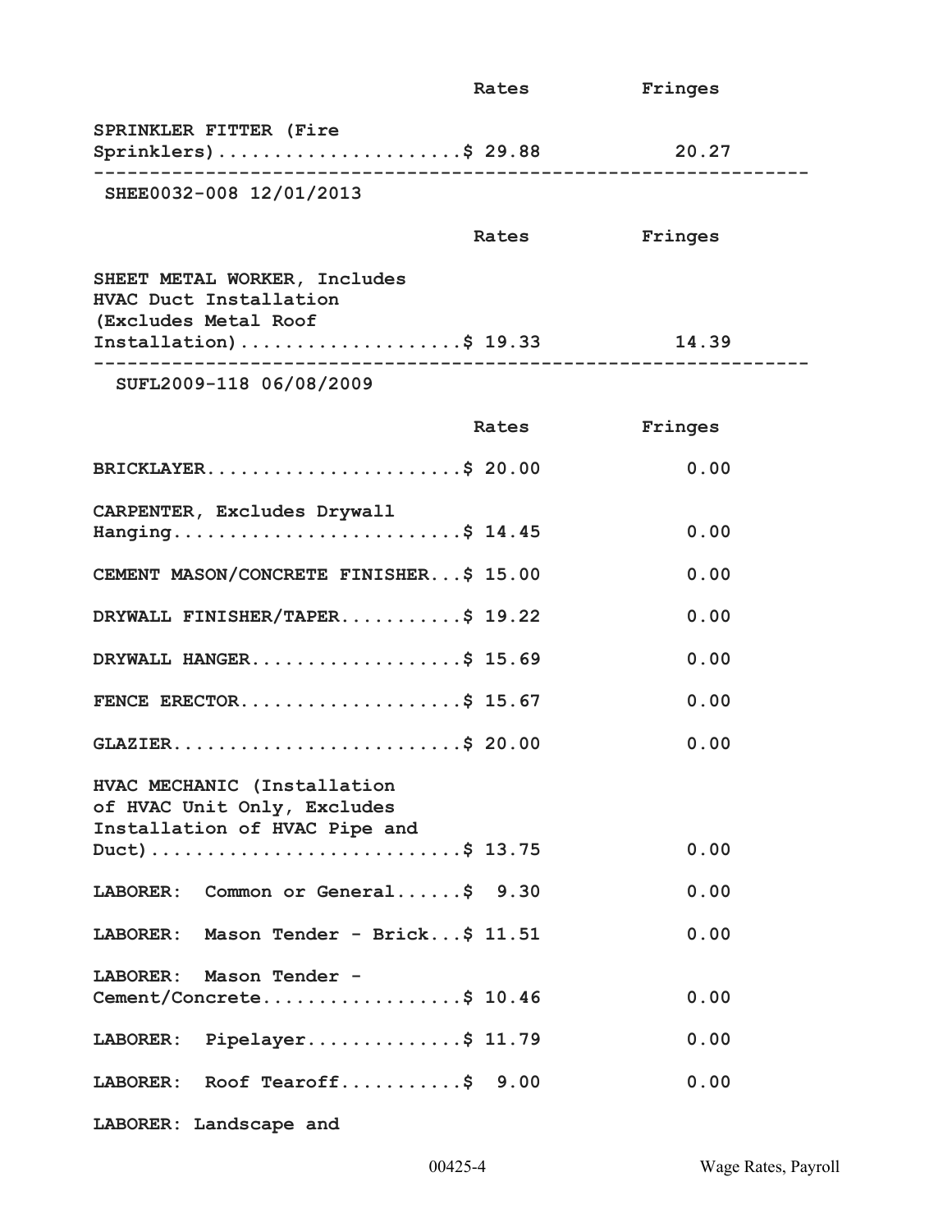| | Rates | Fringes |
|---|---|---|
| SPRINKLER FITTER (Fire Sprinklers) | $ 29.88 | 20.27 |

---

SHEE0032-008 12/01/2013

| | Rates | Fringes |
|---|---|---|
| SHEET METAL WORKER, Includes HVAC Duct Installation (Excludes Metal Roof Installation) | $ 19.33 | 14.39 |

---

SUFL2009-118 06/08/2009

| | Rates | Fringes |
|---|---|---|
| BRICKLAYER | $ 20.00 | 0.00 |
| CARPENTER, Excludes Drywall Hanging | $ 14.45 | 0.00 |
| CEMENT MASON/CONCRETE FINISHER | $ 15.00 | 0.00 |
| DRYWALL FINISHER/TAPER | $ 19.22 | 0.00 |
| DRYWALL HANGER | $ 15.69 | 0.00 |
| FENCE ERECTOR | $ 15.67 | 0.00 |
| GLAZIER | $ 20.00 | 0.00 |
| HVAC MECHANIC (Installation of HVAC Unit Only, Excludes Installation of HVAC Pipe and Duct) | $ 13.75 | 0.00 |
| LABORER: Common or General | $ 9.30 | 0.00 |
| LABORER: Mason Tender - Brick | $ 11.51 | 0.00 |
| LABORER: Mason Tender - Cement/Concrete | $ 10.46 | 0.00 |
| LABORER: Pipelayer | $ 11.79 | 0.00 |
| LABORER: Roof Tearoff | $ 9.00 | 0.00 |

LABORER: Landscape and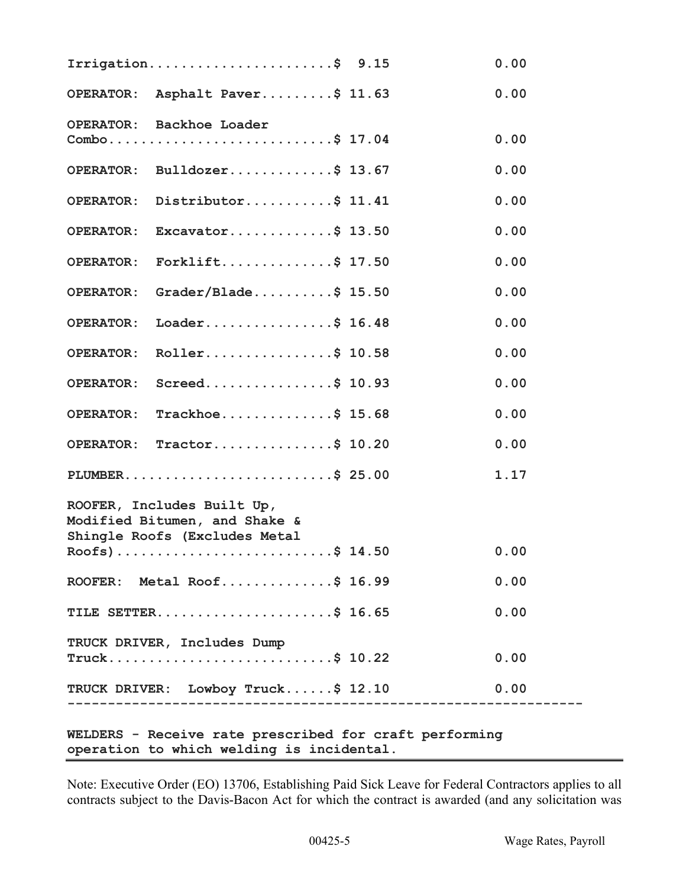```
Irrigation.......................$  9.15              0.00

OPERATOR:  Asphalt Paver.........$ 11.63              0.00

OPERATOR:  Backhoe Loader
Combo............................$ 17.04              0.00

OPERATOR:  Bulldozer.............$ 13.67              0.00

OPERATOR:  Distributor...........$ 11.41              0.00

OPERATOR:  Excavator.............$ 13.50              0.00

OPERATOR:  Forklift..............$ 17.50              0.00

OPERATOR:  Grader/Blade..........$ 15.50              0.00

OPERATOR:  Loader................$ 16.48              0.00

OPERATOR:  Roller................$ 10.58              0.00

OPERATOR:  Screed................$ 10.93              0.00

OPERATOR:  Trackhoe..............$ 15.68              0.00

OPERATOR:  Tractor...............$ 10.20              0.00

PLUMBER..........................$ 25.00              1.17

ROOFER, Includes Built Up,
Modified Bitumen, and Shake &
Shingle Roofs (Excludes Metal
Roofs)...........................$ 14.50              0.00

ROOFER:  Metal Roof..............$ 16.99              0.00

TILE SETTER......................$ 16.65              0.00

TRUCK DRIVER, Includes Dump
Truck............................$ 10.22              0.00

TRUCK DRIVER:  Lowboy Truck......$ 12.10              0.00
----------------------------------------------------------------

WELDERS - Receive rate prescribed for craft performing
operation to which welding is incidental.
```

Note: Executive Order (EO) 13706, Establishing Paid Sick Leave for Federal Contractors applies to all contracts subject to the Davis-Bacon Act for which the contract is awarded (and any solicitation was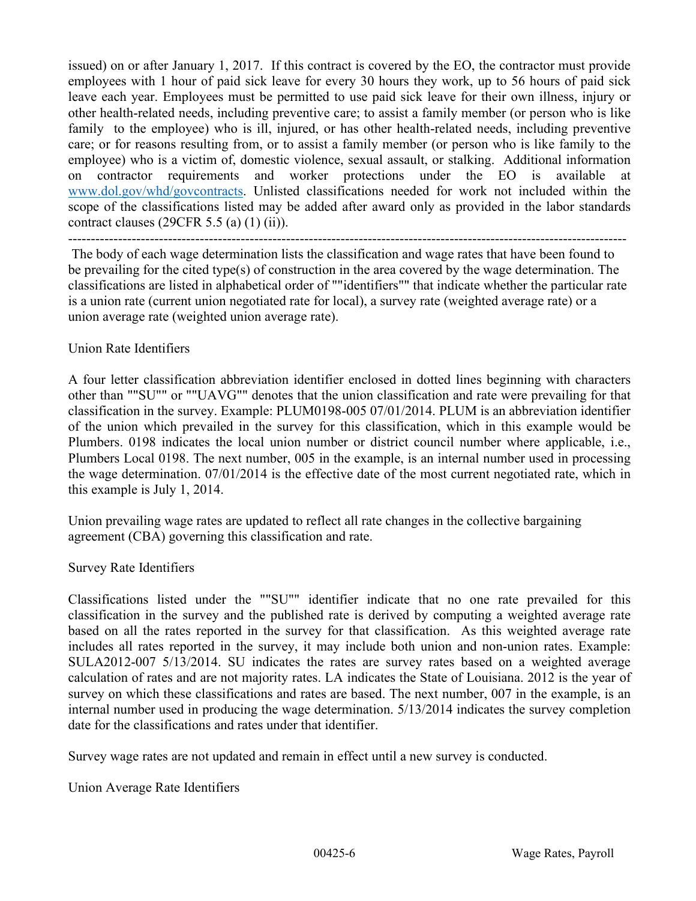issued) on or after January 1, 2017. If this contract is covered by the EO, the contractor must provide employees with 1 hour of paid sick leave for every 30 hours they work, up to 56 hours of paid sick leave each year. Employees must be permitted to use paid sick leave for their own illness, injury or other health-related needs, including preventive care; to assist a family member (or person who is like family to the employee) who is ill, injured, or has other health-related needs, including preventive care; or for reasons resulting from, or to assist a family member (or person who is like family to the employee) who is a victim of, domestic violence, sexual assault, or stalking. Additional information on contractor requirements and worker protections under the EO is available at www.dol.gov/whd/govcontracts. Unlisted classifications needed for work not included within the scope of the classifications listed may be added after award only as provided in the labor standards contract clauses (29CFR 5.5 (a) (1) (ii)).

----------------------------------------------------------------------------------------------------------------------------

The body of each wage determination lists the classification and wage rates that have been found to be prevailing for the cited type(s) of construction in the area covered by the wage determination. The classifications are listed in alphabetical order of ""identifiers"" that indicate whether the particular rate is a union rate (current union negotiated rate for local), a survey rate (weighted average rate) or a union average rate (weighted union average rate).

Union Rate Identifiers

A four letter classification abbreviation identifier enclosed in dotted lines beginning with characters other than ""SU"" or ""UAVG"" denotes that the union classification and rate were prevailing for that classification in the survey. Example: PLUM0198-005 07/01/2014. PLUM is an abbreviation identifier of the union which prevailed in the survey for this classification, which in this example would be Plumbers. 0198 indicates the local union number or district council number where applicable, i.e., Plumbers Local 0198. The next number, 005 in the example, is an internal number used in processing the wage determination. 07/01/2014 is the effective date of the most current negotiated rate, which in this example is July 1, 2014.

Union prevailing wage rates are updated to reflect all rate changes in the collective bargaining agreement (CBA) governing this classification and rate.

Survey Rate Identifiers

Classifications listed under the ""SU"" identifier indicate that no one rate prevailed for this classification in the survey and the published rate is derived by computing a weighted average rate based on all the rates reported in the survey for that classification. As this weighted average rate includes all rates reported in the survey, it may include both union and non-union rates. Example: SULA2012-007 5/13/2014. SU indicates the rates are survey rates based on a weighted average calculation of rates and are not majority rates. LA indicates the State of Louisiana. 2012 is the year of survey on which these classifications and rates are based. The next number, 007 in the example, is an internal number used in producing the wage determination. 5/13/2014 indicates the survey completion date for the classifications and rates under that identifier.

Survey wage rates are not updated and remain in effect until a new survey is conducted.

Union Average Rate Identifiers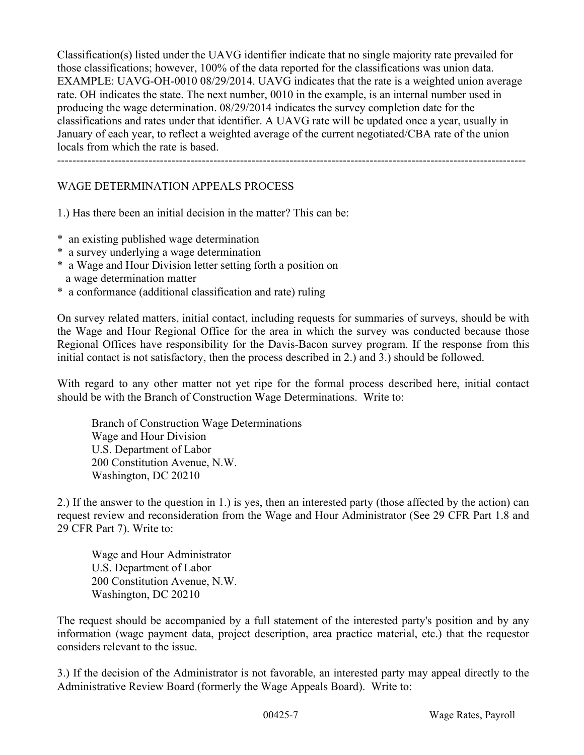Classification(s) listed under the UAVG identifier indicate that no single majority rate prevailed for those classifications; however, 100% of the data reported for the classifications was union data. EXAMPLE: UAVG-OH-0010 08/29/2014. UAVG indicates that the rate is a weighted union average rate. OH indicates the state. The next number, 0010 in the example, is an internal number used in producing the wage determination. 08/29/2014 indicates the survey completion date for the classifications and rates under that identifier. A UAVG rate will be updated once a year, usually in January of each year, to reflect a weighted average of the current negotiated/CBA rate of the union locals from which the rate is based.

----------------------------------------------------------------------------------------------------------------------------

WAGE DETERMINATION APPEALS PROCESS

1.) Has there been an initial decision in the matter? This can be:

* an existing published wage determination
* a survey underlying a wage determination
* a Wage and Hour Division letter setting forth a position on a wage determination matter
* a conformance (additional classification and rate) ruling

On survey related matters, initial contact, including requests for summaries of surveys, should be with the Wage and Hour Regional Office for the area in which the survey was conducted because those Regional Offices have responsibility for the Davis-Bacon survey program. If the response from this initial contact is not satisfactory, then the process described in 2.) and 3.) should be followed.

With regard to any other matter not yet ripe for the formal process described here, initial contact should be with the Branch of Construction Wage Determinations. Write to:

Branch of Construction Wage Determinations
Wage and Hour Division
U.S. Department of Labor
200 Constitution Avenue, N.W.
Washington, DC 20210

2.) If the answer to the question in 1.) is yes, then an interested party (those affected by the action) can request review and reconsideration from the Wage and Hour Administrator (See 29 CFR Part 1.8 and 29 CFR Part 7). Write to:

Wage and Hour Administrator
U.S. Department of Labor
200 Constitution Avenue, N.W.
Washington, DC 20210

The request should be accompanied by a full statement of the interested party's position and by any information (wage payment data, project description, area practice material, etc.) that the requestor considers relevant to the issue.

3.) If the decision of the Administrator is not favorable, an interested party may appeal directly to the Administrative Review Board (formerly the Wage Appeals Board). Write to: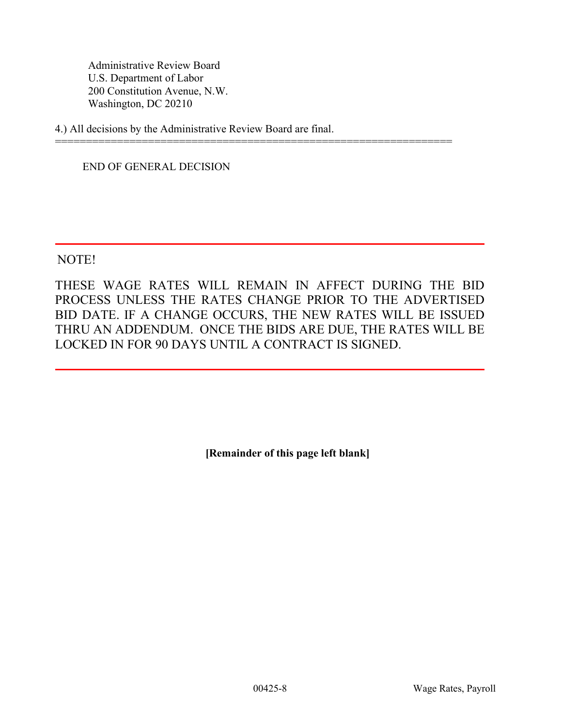Administrative Review Board
U.S. Department of Labor
200 Constitution Avenue, N.W.
Washington, DC 20210

4.) All decisions by the Administrative Review Board are final.

================================================================

END OF GENERAL DECISION

---

NOTE!

THESE WAGE RATES WILL REMAIN IN AFFECT DURING THE BID PROCESS UNLESS THE RATES CHANGE PRIOR TO THE ADVERTISED BID DATE. IF A CHANGE OCCURS, THE NEW RATES WILL BE ISSUED THRU AN ADDENDUM. ONCE THE BIDS ARE DUE, THE RATES WILL BE LOCKED IN FOR 90 DAYS UNTIL A CONTRACT IS SIGNED.

---

**[Remainder of this page left blank]**